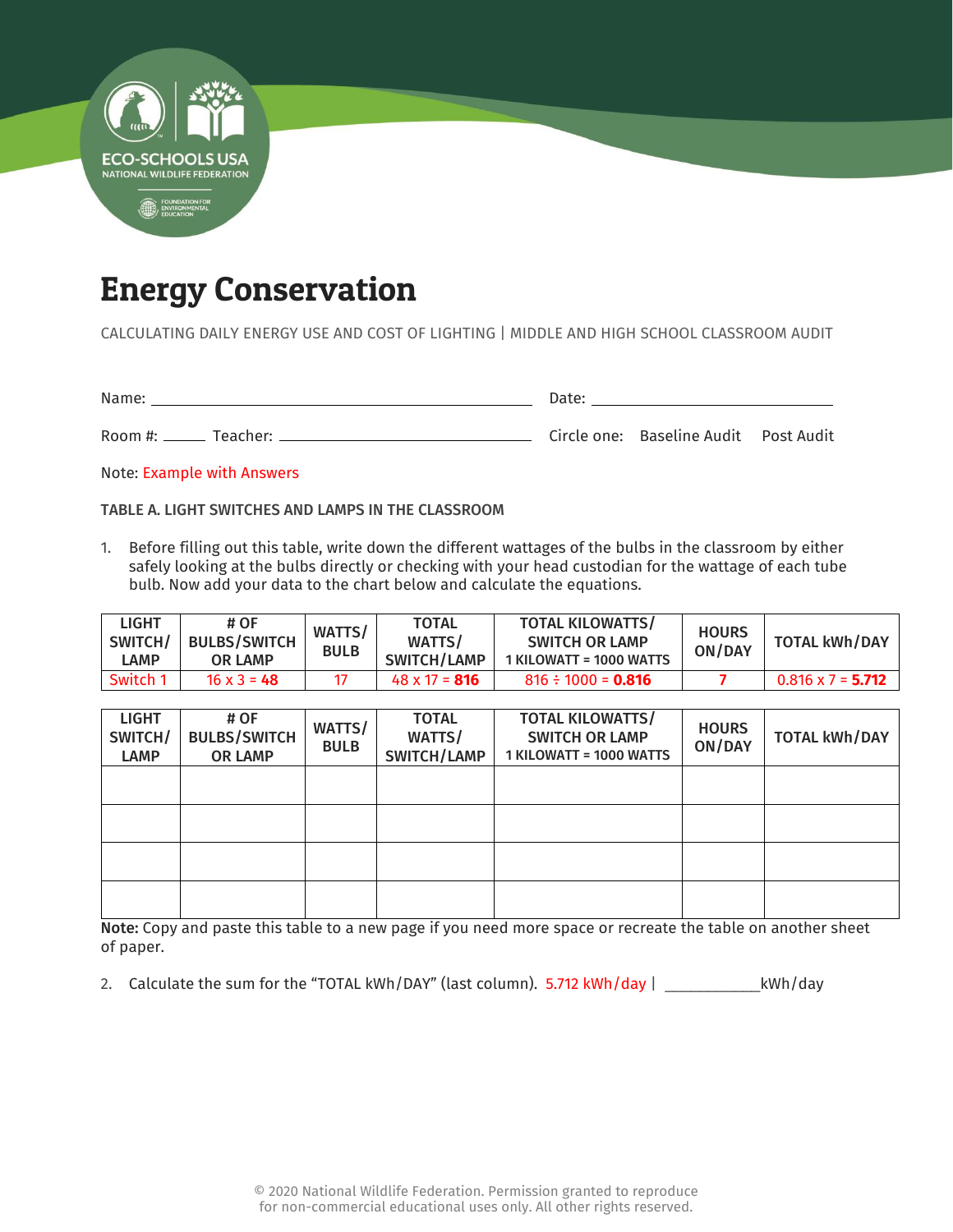# Energy Conservation

CALCULATING DAILY ENERGY USE AND COST OF LIGHTING | MIDDLE AND HIGH SCHOOL CLASSROOM AUDIT

Name: ______________________________ Date: ____________________

Room #: _____ Teacher: ______________________________ Circle one: Baseline Audit Post Audit

Note: Example with Answers

**TABLE A. LIGHT SWITCHES AND LAMPS IN THE CLASSROOM**

1. Before filling out this table, write down the different wattages of the bulbs in the classroom by either safely looking at the bulbs directly or checking with your head custodian for the wattage of each tube bulb. Now add your data to the chart below and calculate the equations.

| LIGHT SWITCH/ LAMP | # OF BULBS/SWITCH OR LAMP | WATTS/ BULB | TOTAL WATTS/ SWITCH/LAMP | TOTAL KILOWATTS/ SWITCH OR LAMP 1 KILOWATT = 1000 WATTS | HOURS ON/DAY | TOTAL kWh/DAY |
|---|---|---|---|---|---|---|
| Switch 1 | 16 x 3 = **48** | 17 | 48 x 17 = **816** | 816 ÷ 1000 = **0.816** | **7** | 0.816 x 7 = **5.712** |

| LIGHT SWITCH/ LAMP | # OF BULBS/SWITCH OR LAMP | WATTS/ BULB | TOTAL WATTS/ SWITCH/LAMP | TOTAL KILOWATTS/ SWITCH OR LAMP 1 KILOWATT = 1000 WATTS | HOURS ON/DAY | TOTAL kWh/DAY |
|---|---|---|---|---|---|---|
| | | | | | | |
| | | | | | | |
| | | | | | | |
| | | | | | | |

**Note:** Copy and paste this table to a new page if you need more space or recreate the table on another sheet of paper.

2. Calculate the sum for the "TOTAL kWh/DAY" (last column). 5.712 kWh/day | ___________kWh/day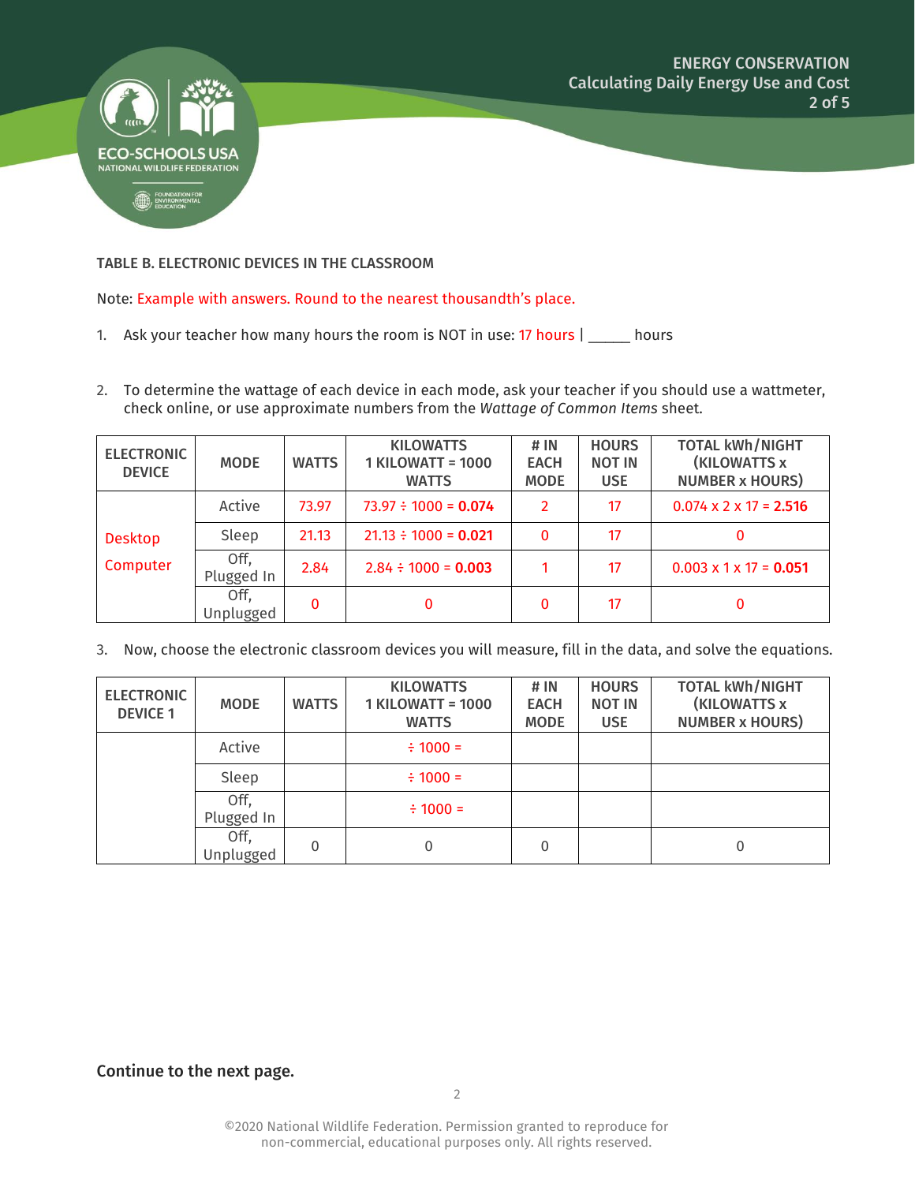### TABLE B. ELECTRONIC DEVICES IN THE CLASSROOM

Note: Example with answers. Round to the nearest thousandth's place.

1. Ask your teacher how many hours the room is NOT in use: 17 hours | _____ hours

2. To determine the wattage of each device in each mode, ask your teacher if you should use a wattmeter, check online, or use approximate numbers from the *Wattage of Common Items* sheet.

| ELECTRONIC DEVICE | MODE | WATTS | KILOWATTS 1 KILOWATT = 1000 WATTS | # IN EACH MODE | HOURS NOT IN USE | TOTAL kWh/NIGHT (KILOWATTS x NUMBER x HOURS) |
|---|---|---|---|---|---|---|
| Desktop Computer | Active | 73.97 | 73.97 ÷ 1000 = **0.074** | 2 | 17 | 0.074 x 2 x 17 = **2.516** |
| | Sleep | 21.13 | 21.13 ÷ 1000 = **0.021** | 0 | 17 | 0 |
| | Off, Plugged In | 2.84 | 2.84 ÷ 1000 = **0.003** | 1 | 17 | 0.003 x 1 x 17 = **0.051** |
| | Off, Unplugged | 0 | 0 | 0 | 17 | 0 |

3. Now, choose the electronic classroom devices you will measure, fill in the data, and solve the equations.

| ELECTRONIC DEVICE 1 | MODE | WATTS | KILOWATTS 1 KILOWATT = 1000 WATTS | # IN EACH MODE | HOURS NOT IN USE | TOTAL kWh/NIGHT (KILOWATTS x NUMBER x HOURS) |
|---|---|---|---|---|---|---|
| | Active | | ÷ 1000 = | | | |
| | Sleep | | ÷ 1000 = | | | |
| | Off, Plugged In | | ÷ 1000 = | | | |
| | Off, Unplugged | 0 | 0 | 0 | | 0 |

**Continue to the next page.**

©2020 National Wildlife Federation. Permission granted to reproduce for non-commercial, educational purposes only. All rights reserved.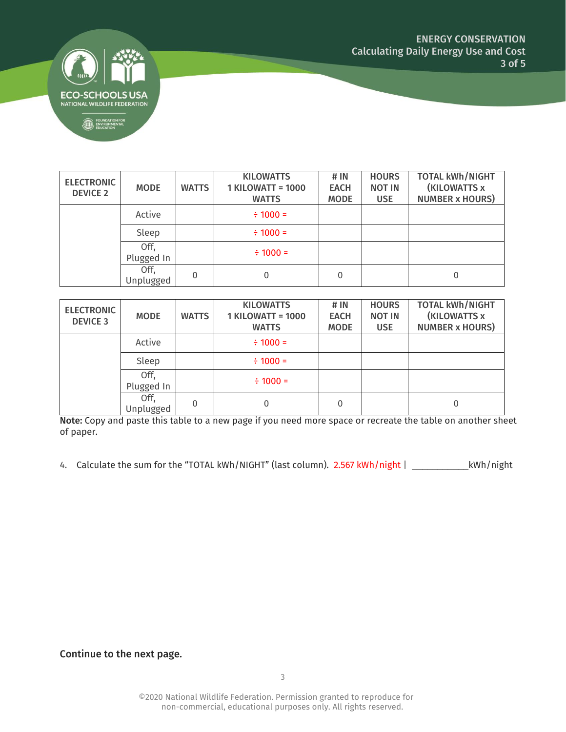| ELECTRONIC DEVICE 2 | MODE | WATTS | KILOWATTS 1 KILOWATT = 1000 WATTS | # IN EACH MODE | HOURS NOT IN USE | TOTAL kWh/NIGHT (KILOWATTS x NUMBER x HOURS) |
|---|---|---|---|---|---|---|
| | Active | | ÷ 1000 = | | | |
| | Sleep | | ÷ 1000 = | | | |
| | Off, Plugged In | | ÷ 1000 = | | | |
| | Off, Unplugged | 0 | 0 | 0 | | 0 |

| ELECTRONIC DEVICE 3 | MODE | WATTS | KILOWATTS 1 KILOWATT = 1000 WATTS | # IN EACH MODE | HOURS NOT IN USE | TOTAL kWh/NIGHT (KILOWATTS x NUMBER x HOURS) |
|---|---|---|---|---|---|---|
| | Active | | ÷ 1000 = | | | |
| | Sleep | | ÷ 1000 = | | | |
| | Off, Plugged In | | ÷ 1000 = | | | |
| | Off, Unplugged | 0 | 0 | 0 | | 0 |

**Note:** Copy and paste this table to a new page if you need more space or recreate the table on another sheet of paper.

4. Calculate the sum for the "TOTAL kWh/NIGHT" (last column). 2.567 kWh/night | ___________kWh/night

**Continue to the next page.**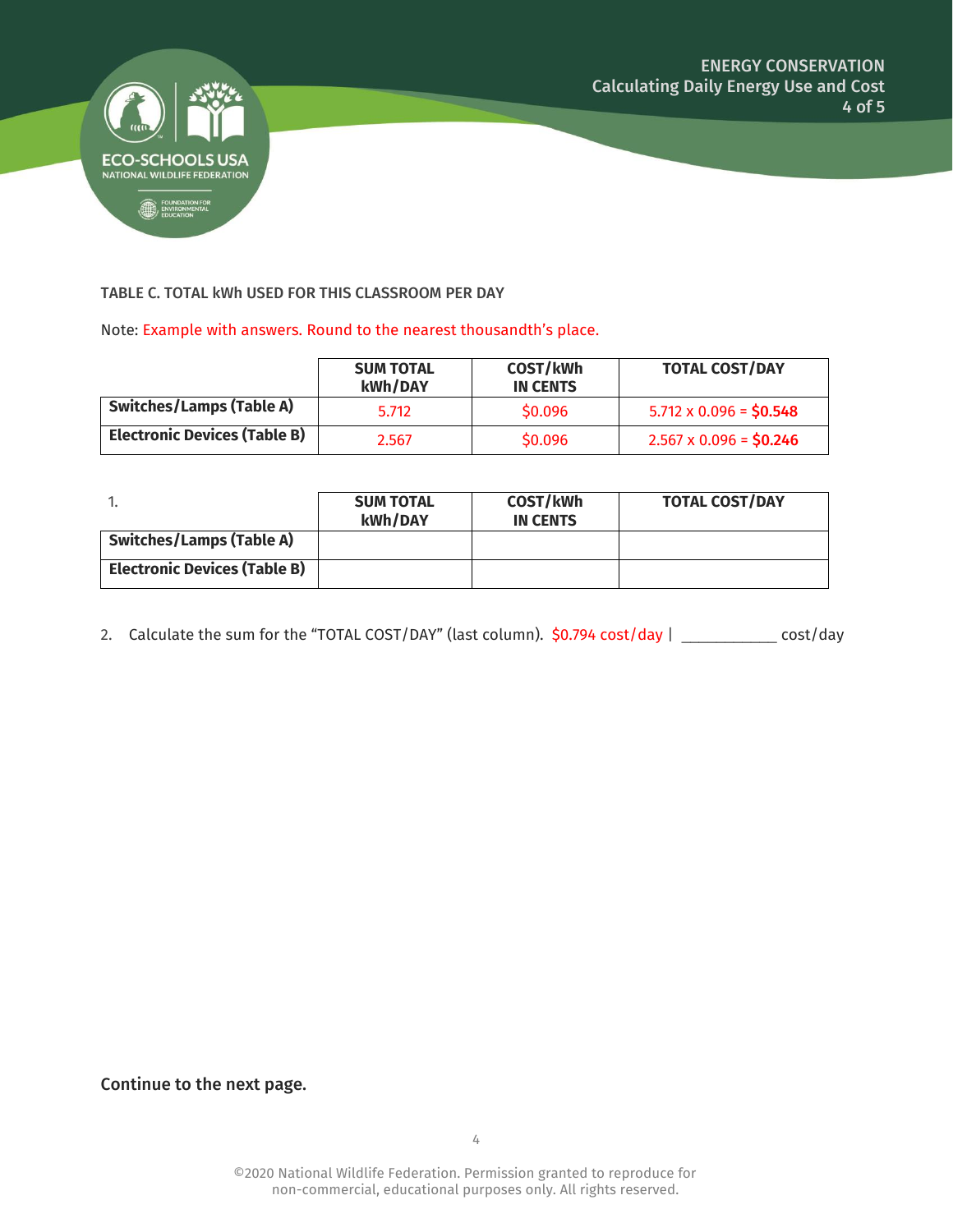TABLE C. TOTAL kWh USED FOR THIS CLASSROOM PER DAY

Note: Example with answers. Round to the nearest thousandth's place.

| | SUM TOTAL kWh/DAY | COST/kWh IN CENTS | TOTAL COST/DAY |
|---|---|---|---|
| **Switches/Lamps (Table A)** | 5.712 | $0.096 | 5.712 x 0.096 = **$0.548** |
| **Electronic Devices (Table B)** | 2.567 | $0.096 | 2.567 x 0.096 = **$0.246** |

| 1. | SUM TOTAL kWh/DAY | COST/kWh IN CENTS | TOTAL COST/DAY |
|---|---|---|---|
| **Switches/Lamps (Table A)** | | | |
| **Electronic Devices (Table B)** | | | |

2. Calculate the sum for the "TOTAL COST/DAY" (last column). $0.794 cost/day | ___________ cost/day

**Continue to the next page.**

©2020 National Wildlife Federation. Permission granted to reproduce for non-commercial, educational purposes only. All rights reserved.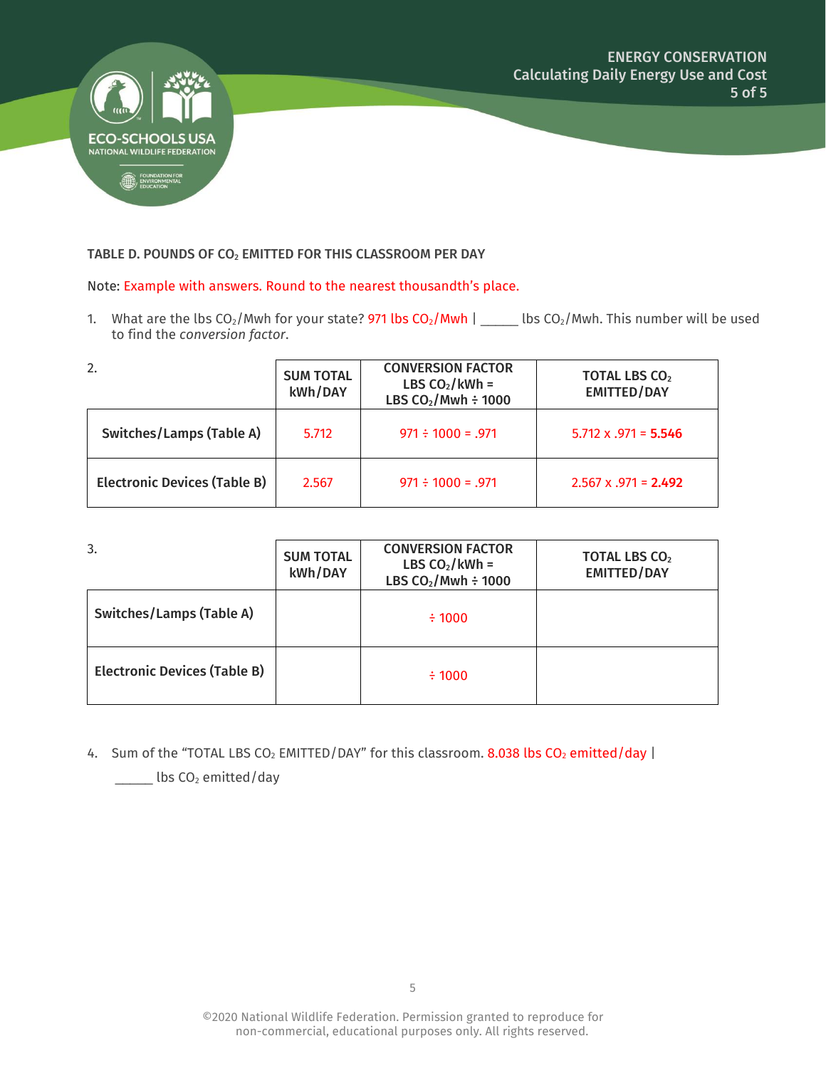**TABLE D. POUNDS OF $CO_2$ EMITTED FOR THIS CLASSROOM PER DAY**

Note: Example with answers. Round to the nearest thousandth's place.

1. What are the lbs $CO_2$/Mwh for your state? 971 lbs $CO_2$/Mwh | _____ lbs $CO_2$/Mwh. This number will be used to find the *conversion factor*.

| 2. | SUM TOTAL kWh/DAY | CONVERSION FACTOR LBS $CO_2$/kWh = LBS $CO_2$/Mwh ÷ 1000 | TOTAL LBS $CO_2$ EMITTED/DAY |
|---|---|---|---|
| **Switches/Lamps (Table A)** | 5.712 | 971 ÷ 1000 = .971 | 5.712 x .971 = **5.546** |
| **Electronic Devices (Table B)** | 2.567 | 971 ÷ 1000 = .971 | 2.567 x .971 = **2.492** |

| 3. | SUM TOTAL kWh/DAY | CONVERSION FACTOR LBS $CO_2$/kWh = LBS $CO_2$/Mwh ÷ 1000 | TOTAL LBS $CO_2$ EMITTED/DAY |
|---|---|---|---|
| **Switches/Lamps (Table A)** | | ÷ 1000 | |
| **Electronic Devices (Table B)** | | ÷ 1000 | |

4. Sum of the "TOTAL LBS $CO_2$ EMITTED/DAY" for this classroom. 8.038 lbs $CO_2$ emitted/day | _____ lbs $CO_2$ emitted/day

©2020 National Wildlife Federation. Permission granted to reproduce for non-commercial, educational purposes only. All rights reserved.